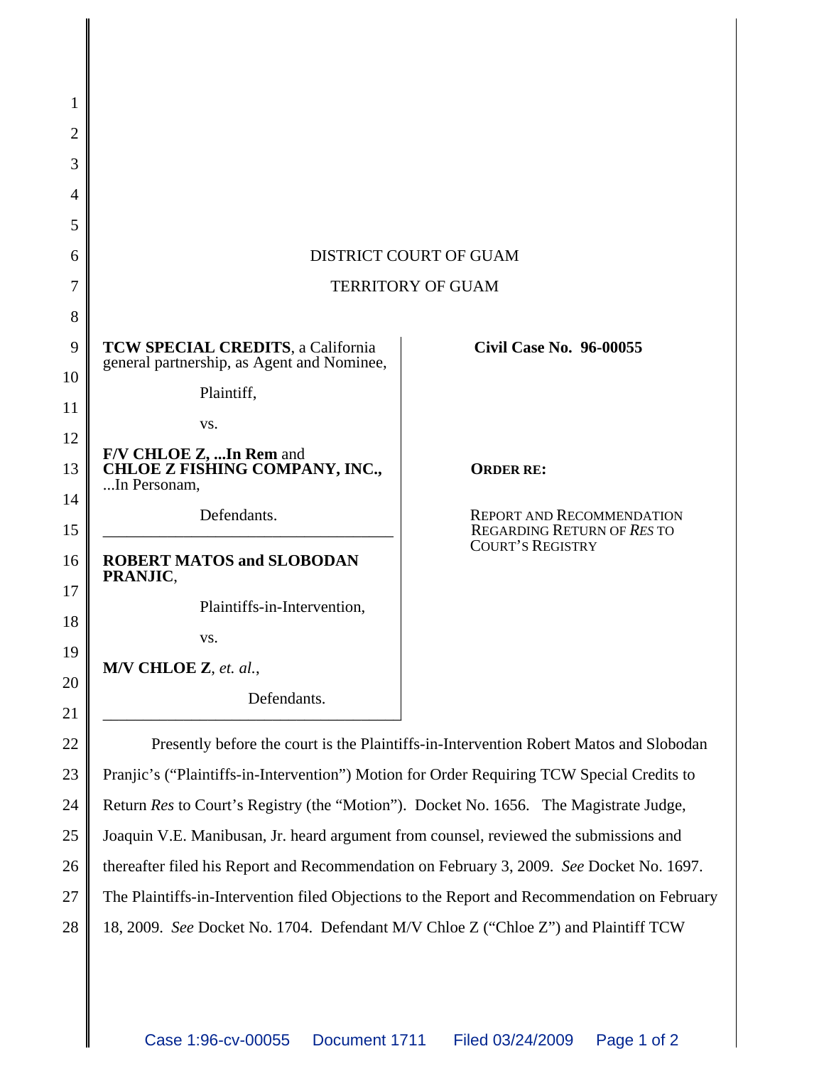DISTRICT COURT OF GUAM

TERRITORY OF GUAM

| | |
|---|---|
| **TCW SPECIAL CREDITS**, a California general partnership, as Agent and Nominee,<br><br>Plaintiff,<br><br>vs.<br><br>**F/V CHLOE Z, ...In Rem** and **CHLOE Z FISHING COMPANY, INC.,** ...In Personam,<br><br>Defendants. | **Civil Case No. 96-00055** |
| **ROBERT MATOS and SLOBODAN PRANJIC**,<br><br>Plaintiffs-in-Intervention,<br><br>vs.<br><br>**M/V CHLOE Z**, *et. al.*,<br><br>Defendants. | **ORDER RE:**<br><br>REPORT AND RECOMMENDATION REGARDING RETURN OF *RES* TO COURT'S REGISTRY |

Presently before the court is the Plaintiffs-in-Intervention Robert Matos and Slobodan Pranjic's ("Plaintiffs-in-Intervention") Motion for Order Requiring TCW Special Credits to Return *Res* to Court's Registry (the "Motion"). Docket No. 1656. The Magistrate Judge, Joaquin V.E. Manibusan, Jr. heard argument from counsel, reviewed the submissions and thereafter filed his Report and Recommendation on February 3, 2009. *See* Docket No. 1697. The Plaintiffs-in-Intervention filed Objections to the Report and Recommendation on February 18, 2009. *See* Docket No. 1704. Defendant M/V Chloe Z ("Chloe Z") and Plaintiff TCW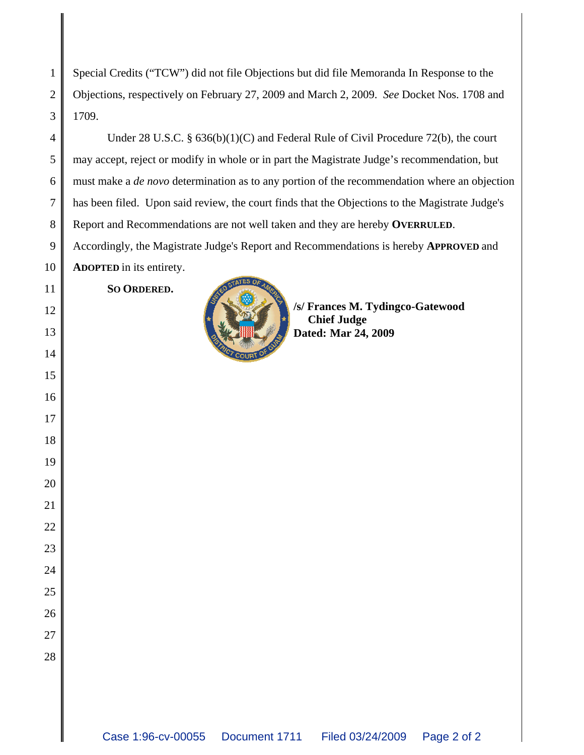Special Credits ("TCW") did not file Objections but did file Memoranda In Response to the Objections, respectively on February 27, 2009 and March 2, 2009. *See* Docket Nos. 1708 and 1709.

Under 28 U.S.C. § 636(b)(1)(C) and Federal Rule of Civil Procedure 72(b), the court may accept, reject or modify in whole or in part the Magistrate Judge's recommendation, but must make a *de novo* determination as to any portion of the recommendation where an objection has been filed. Upon said review, the court finds that the Objections to the Magistrate Judge's Report and Recommendations are not well taken and they are hereby **OVERRULED**. Accordingly, the Magistrate Judge's Report and Recommendations is hereby **APPROVED** and **ADOPTED** in its entirety.

**SO ORDERED.**

**/s/ Frances M. Tydingco-Gatewood**
**Chief Judge**
**Dated: Mar 24, 2009**